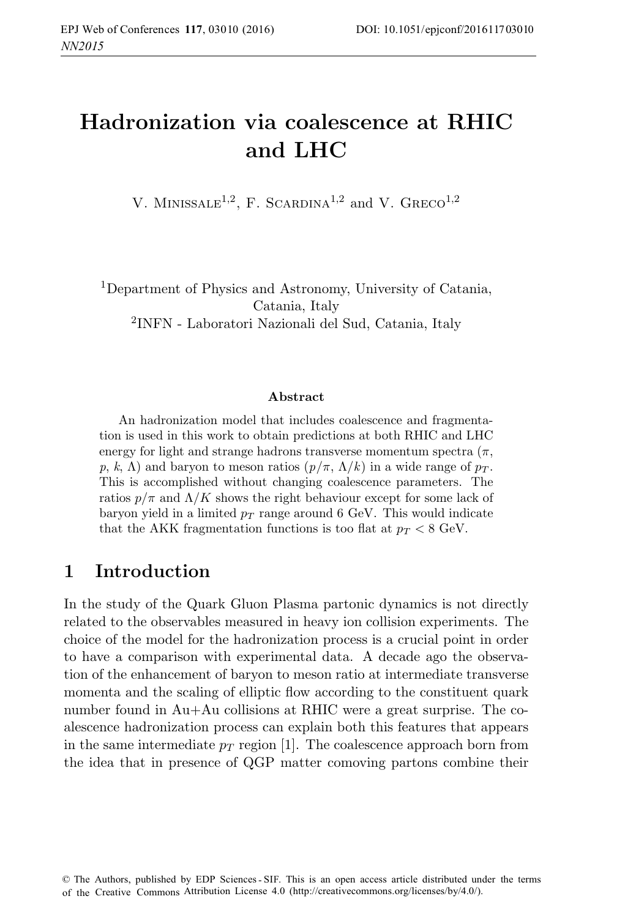# Hadronization via coalescence at RHIC and LHC

V. Minissale[1,2], F. Scardina[1,2] and V. Greco[1,2]

[1]Department of Physics and Astronomy, University of Catania, Catania, Italy
[2]INFN - Laboratori Nazionali del Sud, Catania, Italy

### Abstract

An hadronization model that includes coalescence and fragmentation is used in this work to obtain predictions at both RHIC and LHC energy for light and strange hadrons transverse momentum spectra ($\pi$, $p$, $k$, $\Lambda$) and baryon to meson ratios ($p/\pi$, $\Lambda/k$) in a wide range of $p_T$. This is accomplished without changing coalescence parameters. The ratios $p/\pi$ and $\Lambda/K$ shows the right behaviour except for some lack of baryon yield in a limited $p_T$ range around 6 GeV. This would indicate that the AKK fragmentation functions is too flat at $p_T < 8$ GeV.

## 1 Introduction

In the study of the Quark Gluon Plasma partonic dynamics is not directly related to the observables measured in heavy ion collision experiments. The choice of the model for the hadronization process is a crucial point in order to have a comparison with experimental data. A decade ago the observation of the enhancement of baryon to meson ratio at intermediate transverse momenta and the scaling of elliptic flow according to the constituent quark number found in Au+Au collisions at RHIC were a great surprise. The coalescence hadronization process can explain both this features that appears in the same intermediate $p_T$ region [1]. The coalescence approach born from the idea that in presence of QGP matter comoving partons combine their

© The Authors, published by EDP Sciences - SIF. This is an open access article distributed under the terms of the Creative Commons Attribution License 4.0 (http://creativecommons.org/licenses/by/4.0/).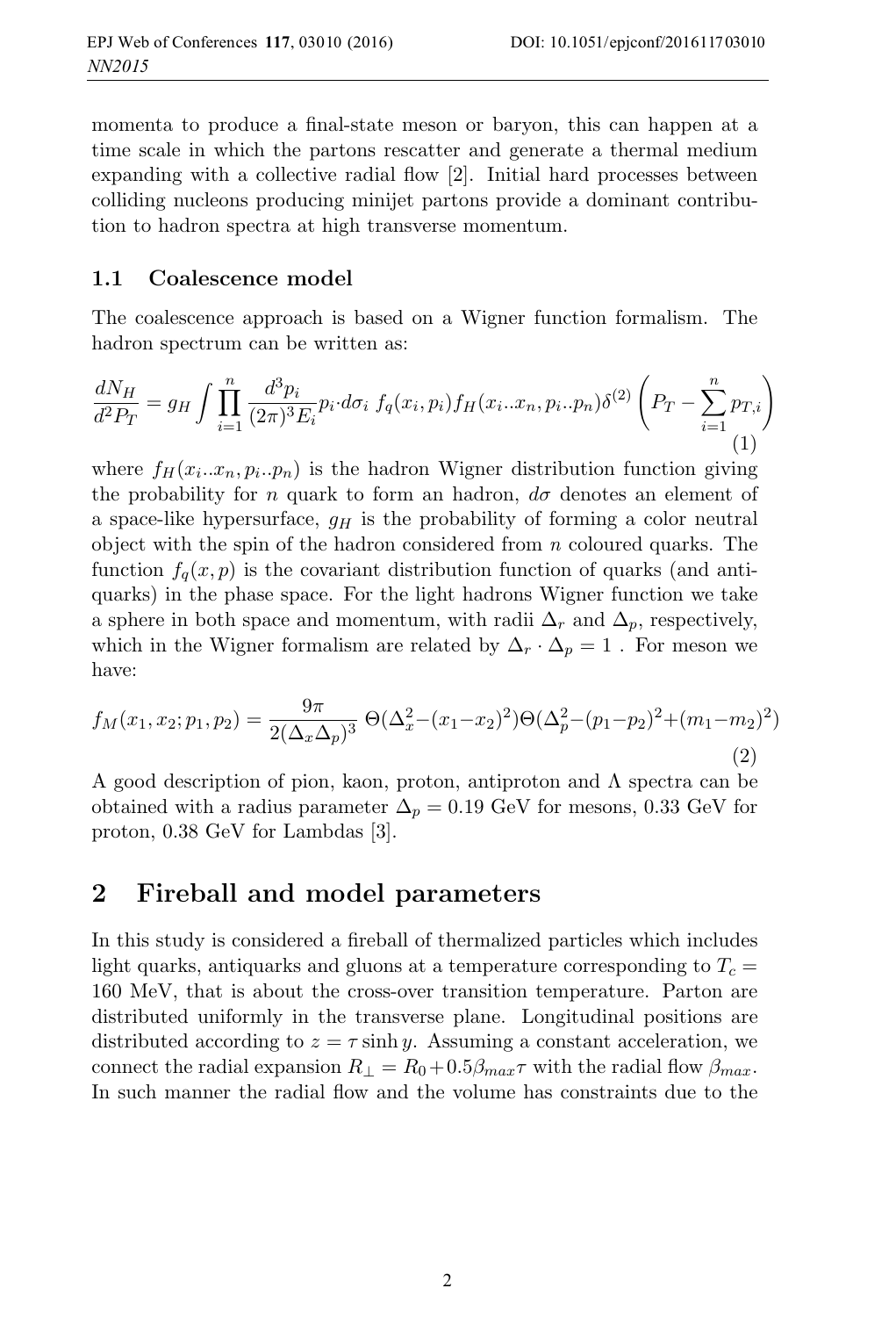momenta to produce a final-state meson or baryon, this can happen at a time scale in which the partons rescatter and generate a thermal medium expanding with a collective radial flow [2]. Initial hard processes between colliding nucleons producing minijet partons provide a dominant contribution to hadron spectra at high transverse momentum.

### 1.1 Coalescence model

The coalescence approach is based on a Wigner function formalism. The hadron spectrum can be written as:

$$\frac{dN_H}{d^2P_T} = g_H \int \prod_{i=1}^{n} \frac{d^3p_i}{(2\pi)^3 E_i} p_i \cdot d\sigma_i \; f_q(x_i, p_i) f_H(x_i..x_n, p_i..p_n) \delta^{(2)}\left(P_T - \sum_{i=1}^{n} p_{T,i}\right) \tag{1}$$

where $f_H(x_i..x_n, p_i..p_n)$ is the hadron Wigner distribution function giving the probability for $n$ quark to form an hadron, $d\sigma$ denotes an element of a space-like hypersurface, $g_H$ is the probability of forming a color neutral object with the spin of the hadron considered from $n$ coloured quarks. The function $f_q(x,p)$ is the covariant distribution function of quarks (and antiquarks) in the phase space. For the light hadrons Wigner function we take a sphere in both space and momentum, with radii $\Delta_r$ and $\Delta_p$, respectively, which in the Wigner formalism are related by $\Delta_r \cdot \Delta_p = 1$ . For meson we have:

$$f_M(x_1, x_2; p_1, p_2) = \frac{9\pi}{2(\Delta_x \Delta_p)^3} \, \Theta(\Delta_x^2 - (x_1 - x_2)^2)\Theta(\Delta_p^2 - (p_1 - p_2)^2 + (m_1 - m_2)^2) \tag{2}$$

A good description of pion, kaon, proton, antiproton and $\Lambda$ spectra can be obtained with a radius parameter $\Delta_p = 0.19$ GeV for mesons, 0.33 GeV for proton, 0.38 GeV for Lambdas [3].

## 2 Fireball and model parameters

In this study is considered a fireball of thermalized particles which includes light quarks, antiquarks and gluons at a temperature corresponding to $T_c =$ 160 MeV, that is about the cross-over transition temperature. Parton are distributed uniformly in the transverse plane. Longitudinal positions are distributed according to $z = \tau \sinh y$. Assuming a constant acceleration, we connect the radial expansion $R_\perp = R_0 + 0.5\beta_{max}\tau$ with the radial flow $\beta_{max}$. In such manner the radial flow and the volume has constraints due to the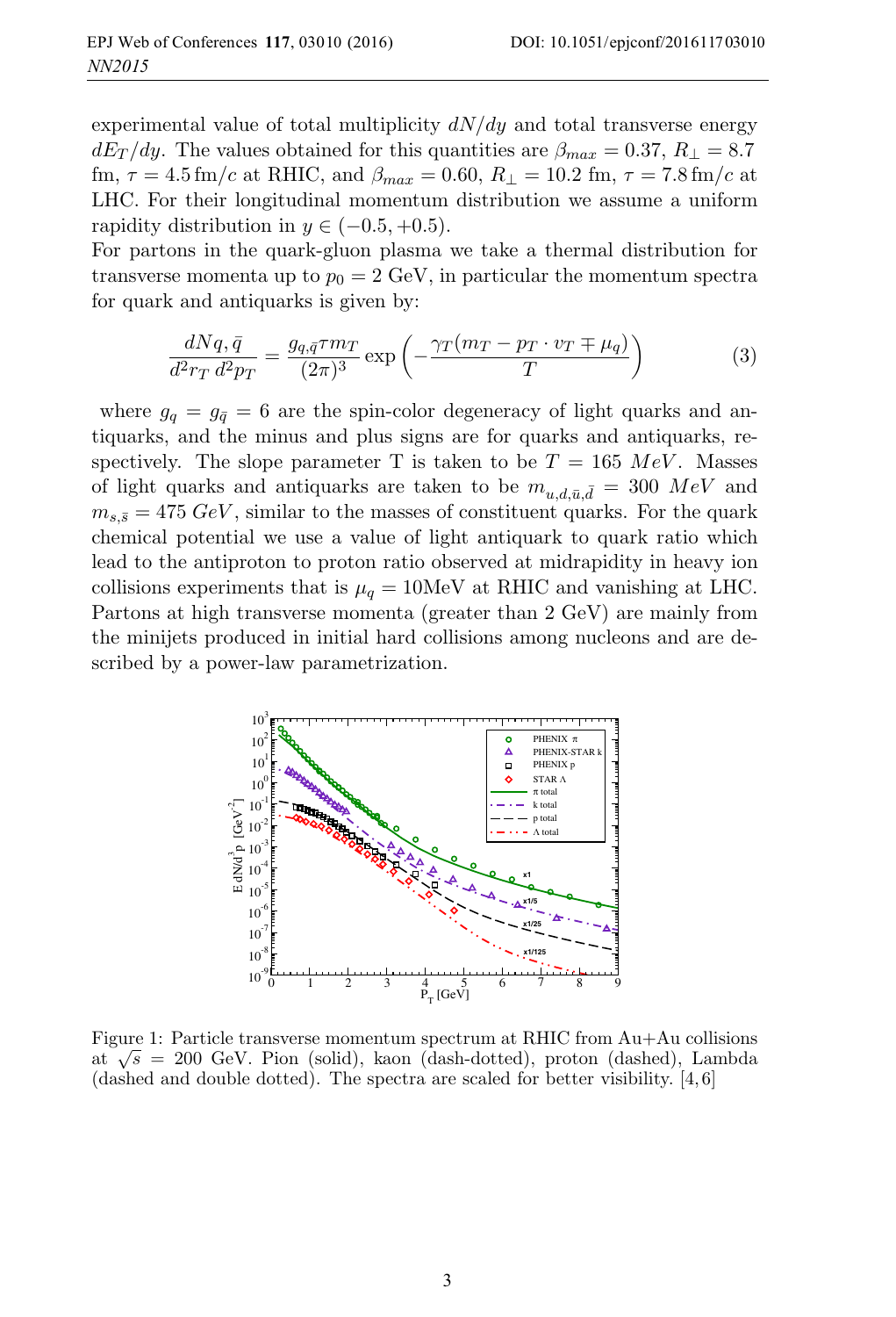experimental value of total multiplicity $dN/dy$ and total transverse energy $dE_T/dy$. The values obtained for this quantities are $\beta_{max} = 0.37$, $R_\perp = 8.7$ fm, $\tau = 4.5\,\mathrm{fm}/c$ at RHIC, and $\beta_{max} = 0.60$, $R_\perp = 10.2$ fm, $\tau = 7.8\,\mathrm{fm}/c$ at LHC. For their longitudinal momentum distribution we assume a uniform rapidity distribution in $y \in (-0.5, +0.5)$.

For partons in the quark-gluon plasma we take a thermal distribution for transverse momenta up to $p_0 = 2$ GeV, in particular the momentum spectra for quark and antiquarks is given by:

$$\frac{dNq, \bar{q}}{d^2r_T\, d^2p_T} = \frac{g_{q,\bar{q}} \tau m_T}{(2\pi)^3} \exp\left(-\frac{\gamma_T(m_T - p_T \cdot v_T \mp \mu_q)}{T}\right) \tag{3}$$

where $g_q = g_{\bar{q}} = 6$ are the spin-color degeneracy of light quarks and antiquarks, and the minus and plus signs are for quarks and antiquarks, respectively. The slope parameter T is taken to be $T = 165\ MeV$. Masses of light quarks and antiquarks are taken to be $m_{u,d,\bar{u},\bar{d}} = 300\ MeV$ and $m_{s,\bar{s}} = 475\ GeV$, similar to the masses of constituent quarks. For the quark chemical potential we use a value of light antiquark to quark ratio which lead to the antiproton to proton ratio observed at midrapidity in heavy ion collisions experiments that is $\mu_q = 10$MeV at RHIC and vanishing at LHC. Partons at high transverse momenta (greater than 2 GeV) are mainly from the minijets produced in initial hard collisions among nucleons and are described by a power-law parametrization.

Figure 1: Particle transverse momentum spectrum at RHIC from Au+Au collisions at $\sqrt{s} = 200$ GeV. Pion (solid), kaon (dash-dotted), proton (dashed), Lambda (dashed and double dotted). The spectra are scaled for better visibility. [4, 6]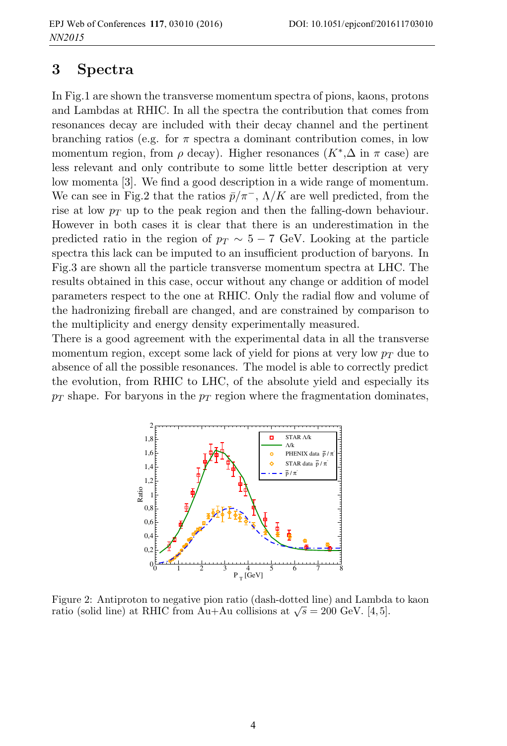## 3 Spectra

In Fig.1 are shown the transverse momentum spectra of pions, kaons, protons and Lambdas at RHIC. In all the spectra the contribution that comes from resonances decay are included with their decay channel and the pertinent branching ratios (e.g. for $\pi$ spectra a dominant contribution comes, in low momentum region, from $\rho$ decay). Higher resonances ($K^*$,$\Delta$ in $\pi$ case) are less relevant and only contribute to some little better description at very low momenta [3]. We find a good description in a wide range of momentum. We can see in Fig.2 that the ratios $\bar{p}/\pi^-$, $\Lambda/K$ are well predicted, from the rise at low $p_T$ up to the peak region and then the falling-down behaviour. However in both cases it is clear that there is an underestimation in the predicted ratio in the region of $p_T \sim 5-7$ GeV. Looking at the particle spectra this lack can be imputed to an insufficient production of baryons. In Fig.3 are shown all the particle transverse momentum spectra at LHC. The results obtained in this case, occur without any change or addition of model parameters respect to the one at RHIC. Only the radial flow and volume of the hadronizing fireball are changed, and are constrained by comparison to the multiplicity and energy density experimentally measured.

There is a good agreement with the experimental data in all the transverse momentum region, except some lack of yield for pions at very low $p_T$ due to absence of all the possible resonances. The model is able to correctly predict the evolution, from RHIC to LHC, of the absolute yield and especially its $p_T$ shape. For baryons in the $p_T$ region where the fragmentation dominates,

Figure 2: Antiproton to negative pion ratio (dash-dotted line) and Lambda to kaon ratio (solid line) at RHIC from Au+Au collisions at $\sqrt{s} = 200$ GeV. [4, 5].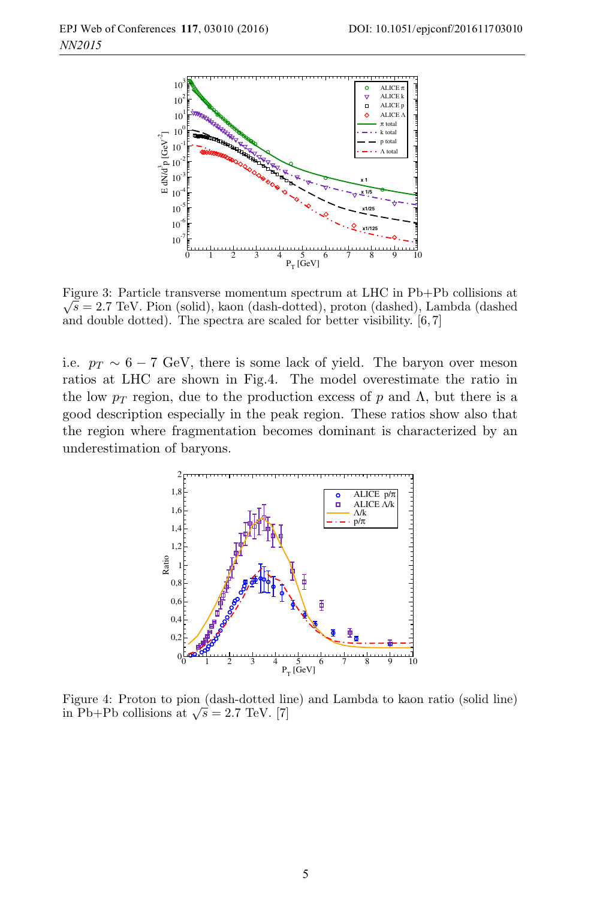Figure 3: Particle transverse momentum spectrum at LHC in Pb+Pb collisions at $\sqrt{s} = 2.7$ TeV. Pion (solid), kaon (dash-dotted), proton (dashed), Lambda (dashed and double dotted). The spectra are scaled for better visibility. [6, 7]

i.e. $p_T \sim 6-7$ GeV, there is some lack of yield. The baryon over meson ratios at LHC are shown in Fig.4. The model overestimate the ratio in the low $p_T$ region, due to the production excess of $p$ and $\Lambda$, but there is a good description especially in the peak region. These ratios show also that the region where fragmentation becomes dominant is characterized by an underestimation of baryons.

Figure 4: Proton to pion (dash-dotted line) and Lambda to kaon ratio (solid line) in Pb+Pb collisions at $\sqrt{s} = 2.7$ TeV. [7]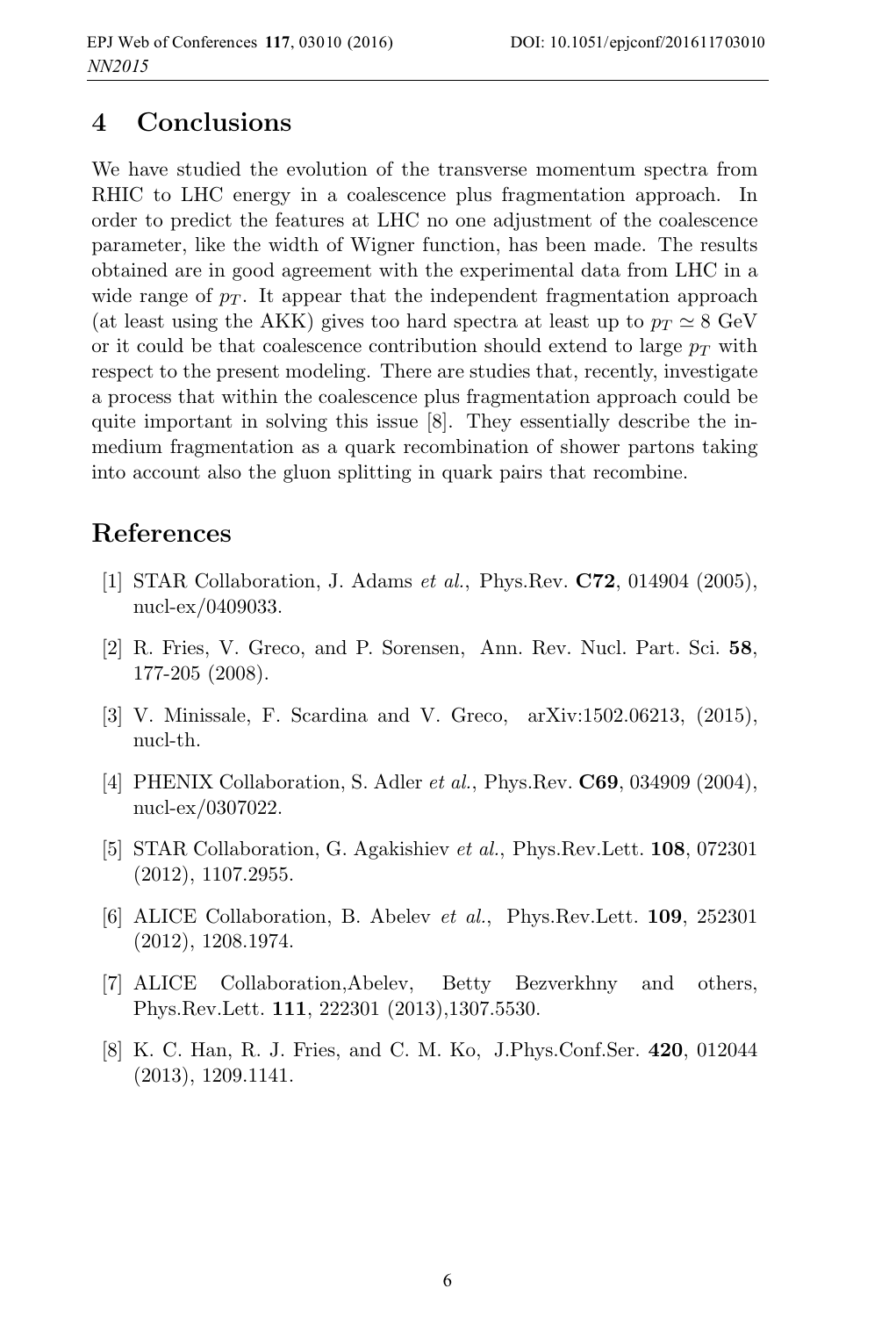# 4 Conclusions

We have studied the evolution of the transverse momentum spectra from RHIC to LHC energy in a coalescence plus fragmentation approach. In order to predict the features at LHC no one adjustment of the coalescence parameter, like the width of Wigner function, has been made. The results obtained are in good agreement with the experimental data from LHC in a wide range of $p_T$. It appear that the independent fragmentation approach (at least using the AKK) gives too hard spectra at least up to $p_T \simeq 8$ GeV or it could be that coalescence contribution should extend to large $p_T$ with respect to the present modeling. There are studies that, recently, investigate a process that within the coalescence plus fragmentation approach could be quite important in solving this issue [8]. They essentially describe the in-medium fragmentation as a quark recombination of shower partons taking into account also the gluon splitting in quark pairs that recombine.

# References

[1] STAR Collaboration, J. Adams *et al.*, Phys.Rev. **C72**, 014904 (2005), nucl-ex/0409033.

[2] R. Fries, V. Greco, and P. Sorensen, Ann. Rev. Nucl. Part. Sci. **58**, 177-205 (2008).

[3] V. Minissale, F. Scardina and V. Greco, arXiv:1502.06213, (2015), nucl-th.

[4] PHENIX Collaboration, S. Adler *et al.*, Phys.Rev. **C69**, 034909 (2004), nucl-ex/0307022.

[5] STAR Collaboration, G. Agakishiev *et al.*, Phys.Rev.Lett. **108**, 072301 (2012), 1107.2955.

[6] ALICE Collaboration, B. Abelev *et al.*, Phys.Rev.Lett. **109**, 252301 (2012), 1208.1974.

[7] ALICE Collaboration,Abelev, Betty Bezverkhny and others, Phys.Rev.Lett. **111**, 222301 (2013),1307.5530.

[8] K. C. Han, R. J. Fries, and C. M. Ko, J.Phys.Conf.Ser. **420**, 012044 (2013), 1209.1141.